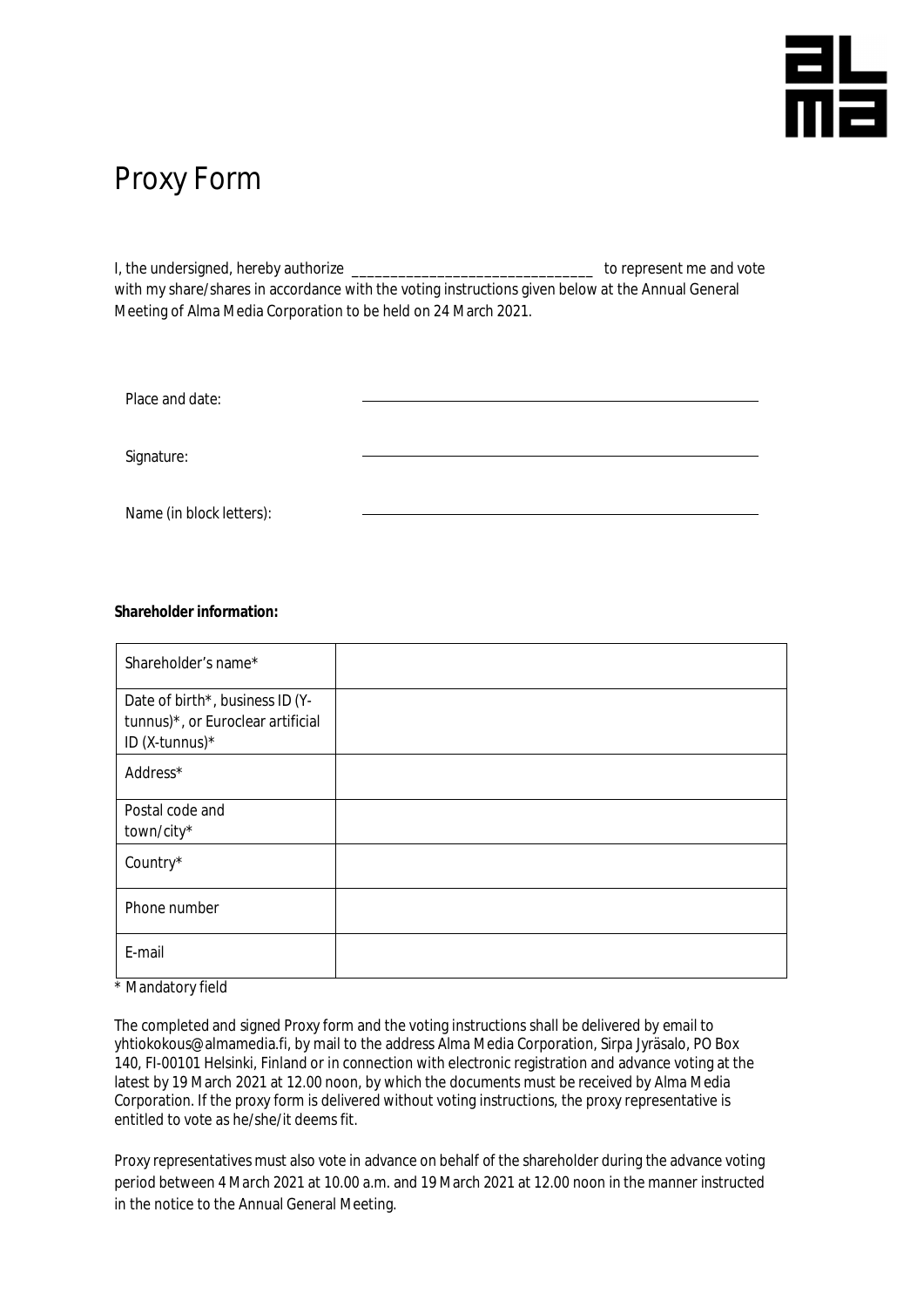# Proxy Form

I, the undersigned, hereby authorize _______________________________ to represent me and vote with my share/shares in accordance with the voting instructions given below at the Annual General Meeting of Alma Media Corporation to be held on 24 March 2021.

Place and date: ______________________________

Signature: ______________________________

Name (in block letters): ______________________________

**Shareholder information:**

| Shareholder's name* | |
|---|---|
| Date of birth*, business ID (Y-tunnus)*, or Euroclear artificial ID (X-tunnus)* | |
| Address* | |
| Postal code and town/city* | |
| Country* | |
| Phone number | |
| E-mail | |

\* Mandatory field

The completed and signed Proxy form and the voting instructions shall be delivered by email to yhtiokokous@almamedia.fi, by mail to the address Alma Media Corporation, Sirpa Jyräsalo, PO Box 140, FI-00101 Helsinki, Finland or in connection with electronic registration and advance voting at the latest by 19 March 2021 at 12.00 noon, by which the documents must be received by Alma Media Corporation. If the proxy form is delivered without voting instructions, the proxy representative is entitled to vote as he/she/it deems fit.

Proxy representatives must also vote in advance on behalf of the shareholder during the advance voting period between 4 March 2021 at 10.00 a.m. and 19 March 2021 at 12.00 noon in the manner instructed in the notice to the Annual General Meeting.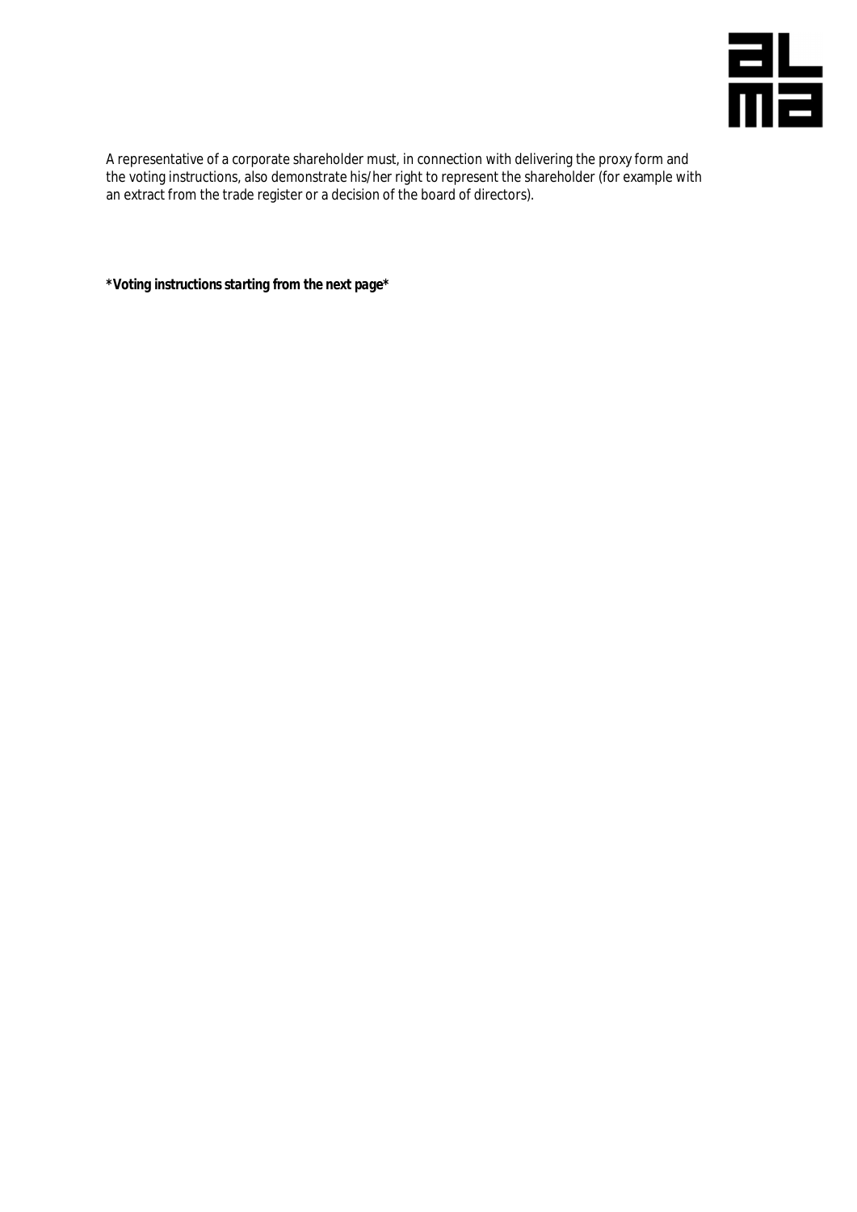A representative of a corporate shareholder must, in connection with delivering the proxy form and the voting instructions, also demonstrate his/her right to represent the shareholder (for example with an extract from the trade register or a decision of the board of directors).

***Voting instructions starting from the next page***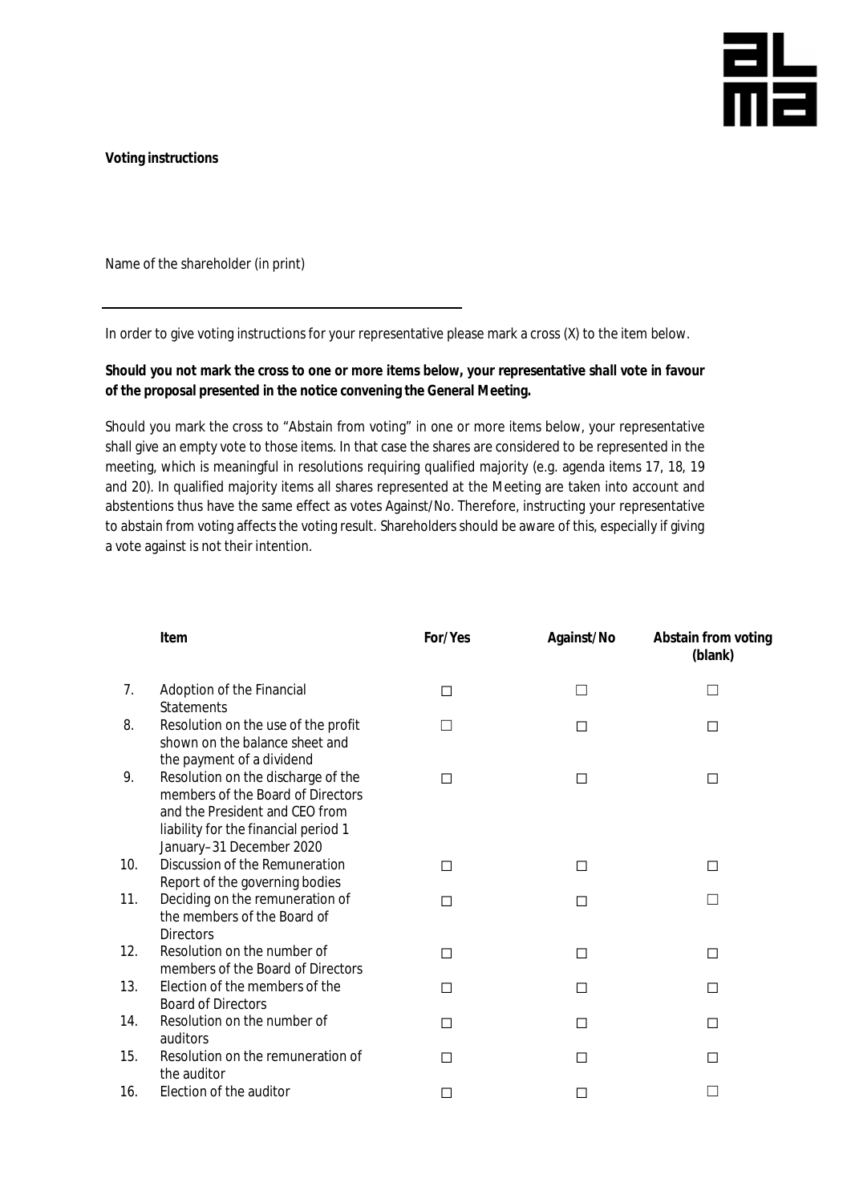**Voting instructions**

Name of the shareholder (in print)

\_\_\_\_\_\_\_\_\_\_\_\_\_\_\_\_\_\_\_\_\_\_\_\_\_\_\_\_\_\_\_\_\_\_\_\_\_\_\_\_\_\_\_\_

In order to give voting instructions for your representative please mark a cross (X) to the item below.

**Should you not mark the cross to one or more items below, your representative shall vote in favour of the proposal presented in the notice convening the General Meeting.**

Should you mark the cross to "Abstain from voting" in one or more items below, your representative shall give an empty vote to those items. In that case the shares are considered to be represented in the meeting, which is meaningful in resolutions requiring qualified majority (e.g. agenda items 17, 18, 19 and 20). In qualified majority items all shares represented at the Meeting are taken into account and abstentions thus have the same effect as votes Against/No. Therefore, instructing your representative to abstain from voting affects the voting result. Shareholders should be aware of this, especially if giving a vote against is not their intention.

| | Item | For/Yes | Against/No | Abstain from voting (blank) |
|---|---|---|---|---|
| 7. | Adoption of the Financial Statements | ☐ | ☐ | ☐ |
| 8. | Resolution on the use of the profit shown on the balance sheet and the payment of a dividend | ☐ | ☐ | ☐ |
| 9. | Resolution on the discharge of the members of the Board of Directors and the President and CEO from liability for the financial period 1 January–31 December 2020 | ☐ | ☐ | ☐ |
| 10. | Discussion of the Remuneration Report of the governing bodies | ☐ | ☐ | ☐ |
| 11. | Deciding on the remuneration of the members of the Board of Directors | ☐ | ☐ | ☐ |
| 12. | Resolution on the number of members of the Board of Directors | ☐ | ☐ | ☐ |
| 13. | Election of the members of the Board of Directors | ☐ | ☐ | ☐ |
| 14. | Resolution on the number of auditors | ☐ | ☐ | ☐ |
| 15. | Resolution on the remuneration of the auditor | ☐ | ☐ | ☐ |
| 16. | Election of the auditor | ☐ | ☐ | ☐ |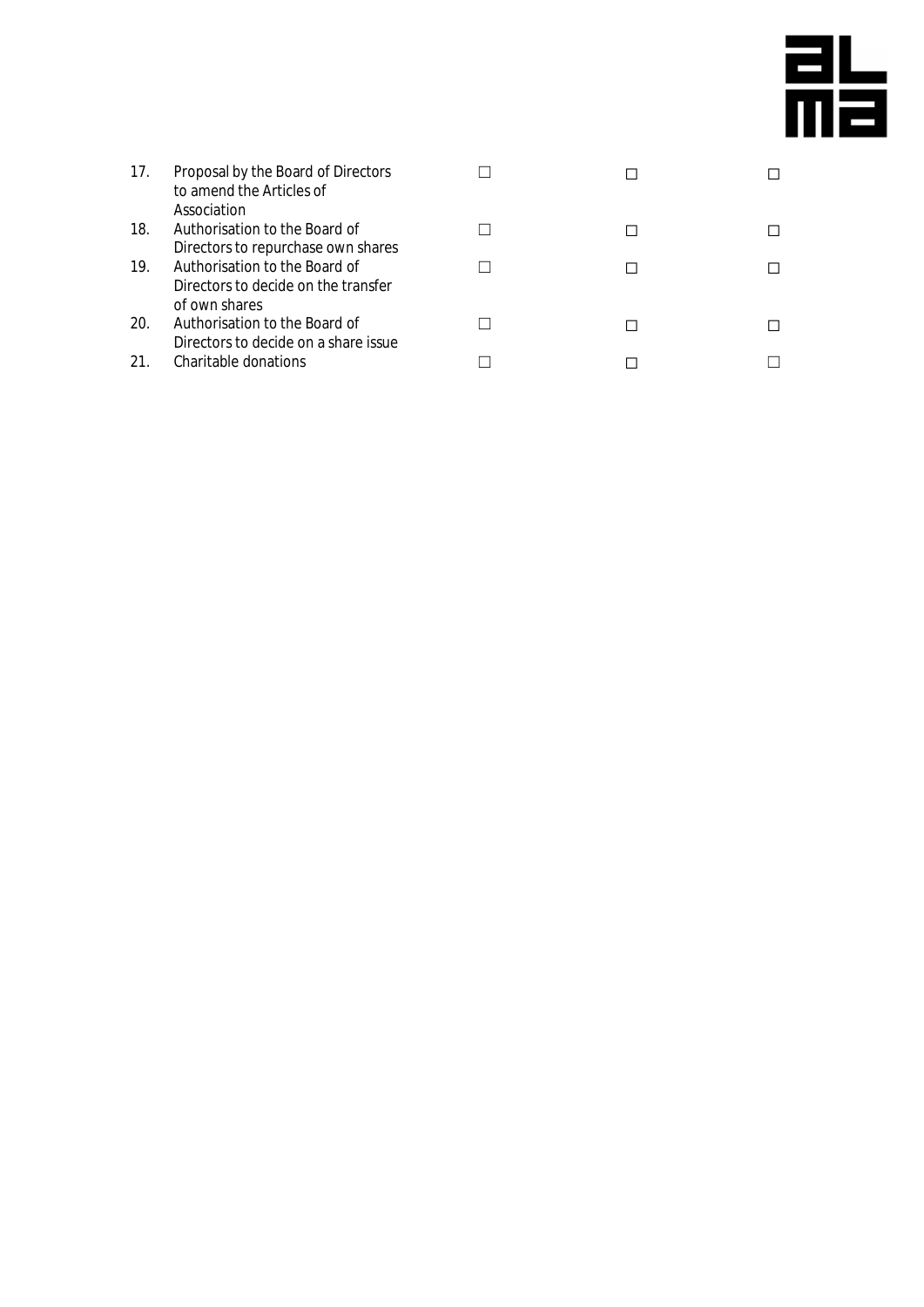| | | | | |
|---|---|---|---|---|
| 17. | Proposal by the Board of Directors to amend the Articles of Association | ☐ | ☐ | ☐ |
| 18. | Authorisation to the Board of Directors to repurchase own shares | ☐ | ☐ | ☐ |
| 19. | Authorisation to the Board of Directors to decide on the transfer of own shares | ☐ | ☐ | ☐ |
| 20. | Authorisation to the Board of Directors to decide on a share issue | ☐ | ☐ | ☐ |
| 21. | Charitable donations | ☐ | ☐ | ☐ |